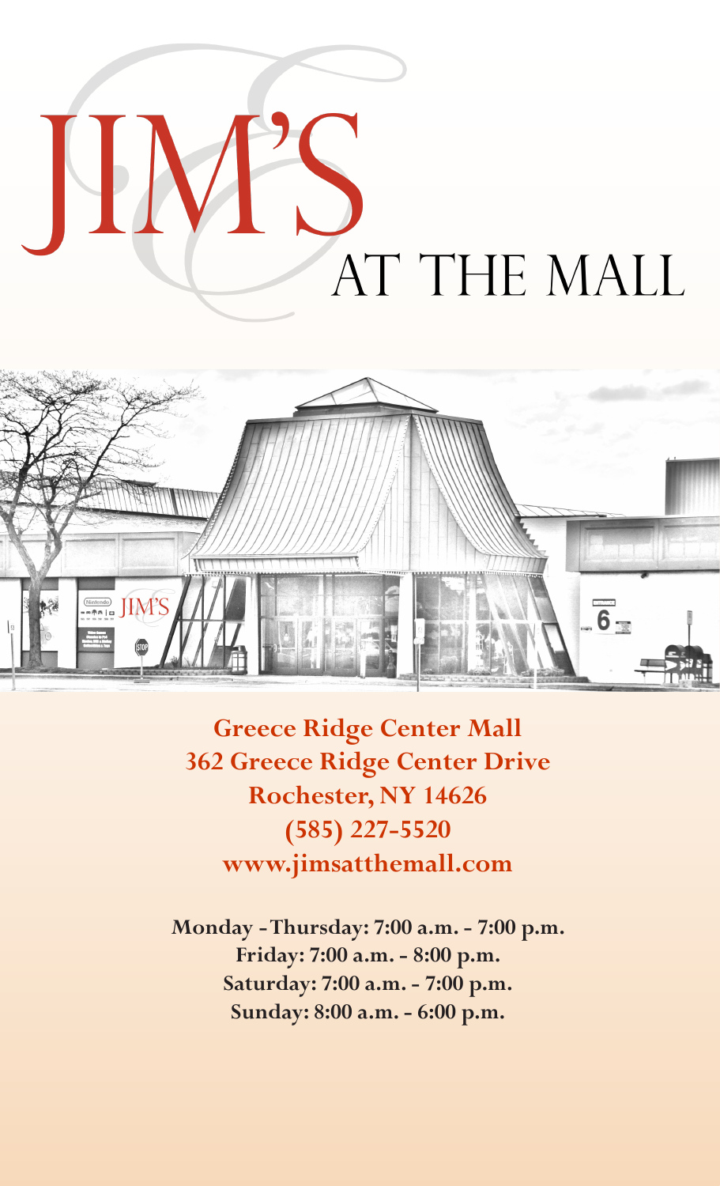# JIM'S
## AT THE MALL

**Greece Ridge Center Mall**
**362 Greece Ridge Center Drive**
**Rochester, NY 14626**
**(585) 227-5520**
**www.jimsatthemall.com**

**Monday - Thursday: 7:00 a.m. - 7:00 p.m.**
**Friday: 7:00 a.m. - 8:00 p.m.**
**Saturday: 7:00 a.m. - 7:00 p.m.**
**Sunday: 8:00 a.m. - 6:00 p.m.**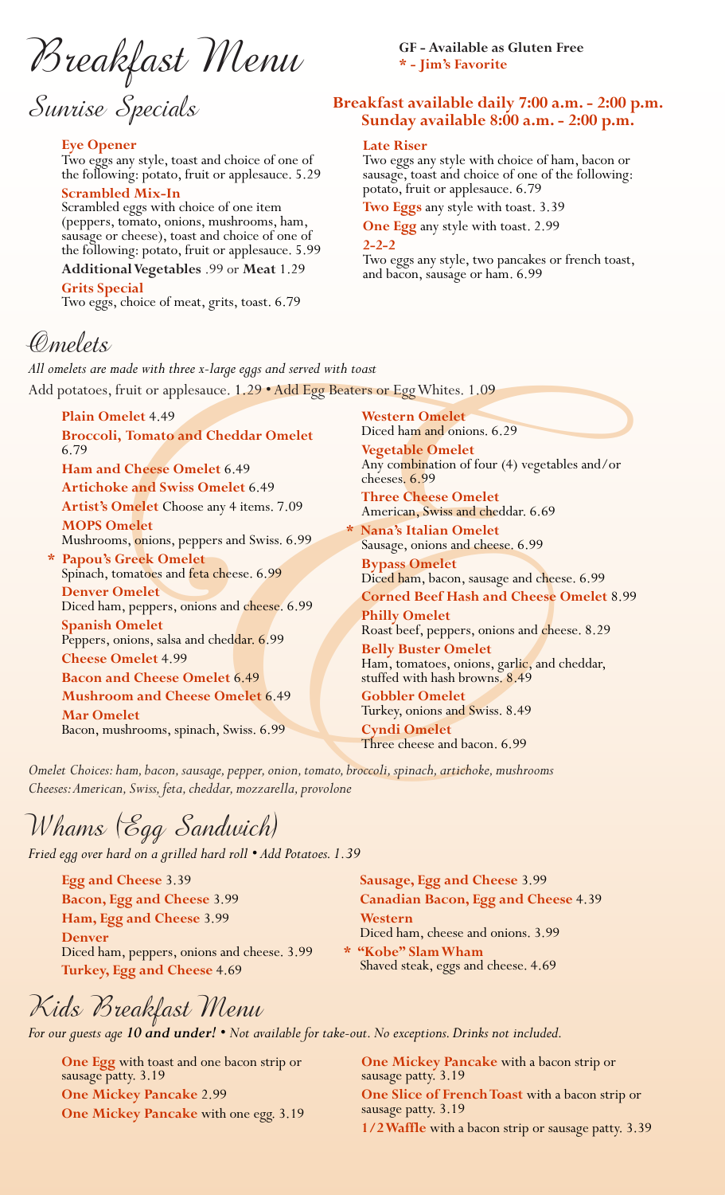# Breakfast Menu

**GF - Available as Gluten Free**
**\* - Jim's Favorite**

## Sunrise Specials

**Breakfast available daily 7:00 a.m. - 2:00 p.m.**
**Sunday available 8:00 a.m. - 2:00 p.m.**

**Eye Opener**
Two eggs any style, toast and choice of one of the following: potato, fruit or applesauce. 5.29

**Scrambled Mix-In**
Scrambled eggs with choice of one item (peppers, tomato, onions, mushrooms, ham, sausage or cheese), toast and choice of one of the following: potato, fruit or applesauce. 5.99

**Additional Vegetables** .99 or **Meat** 1.29

**Grits Special**
Two eggs, choice of meat, grits, toast. 6.79

**Late Riser**
Two eggs any style with choice of ham, bacon or sausage, toast and choice of one of the following: potato, fruit or applesauce. 6.79

**Two Eggs** any style with toast. 3.39

**One Egg** any style with toast. 2.99

**2-2-2**
Two eggs any style, two pancakes or french toast, and bacon, sausage or ham. 6.99

## Omelets

*All omelets are made with three x-large eggs and served with toast*

Add potatoes, fruit or applesauce. 1.29 • Add Egg Beaters or Egg Whites. 1.09

**Plain Omelet** 4.49

**Broccoli, Tomato and Cheddar Omelet** 6.79

**Ham and Cheese Omelet** 6.49

**Artichoke and Swiss Omelet** 6.49

**Artist's Omelet** Choose any 4 items. 7.09

**MOPS Omelet**
Mushrooms, onions, peppers and Swiss. 6.99

\* **Papou's Greek Omelet**
Spinach, tomatoes and feta cheese. 6.99

**Denver Omelet**
Diced ham, peppers, onions and cheese. 6.99

**Spanish Omelet**
Peppers, onions, salsa and cheddar. 6.99

**Cheese Omelet** 4.99

**Bacon and Cheese Omelet** 6.49

**Mushroom and Cheese Omelet** 6.49

**Mar Omelet**
Bacon, mushrooms, spinach, Swiss. 6.99

**Western Omelet**
Diced ham and onions. 6.29

**Vegetable Omelet**
Any combination of four (4) vegetables and/or cheeses. 6.99

**Three Cheese Omelet**
American, Swiss and cheddar. 6.69

\* **Nana's Italian Omelet**
Sausage, onions and cheese. 6.99

**Bypass Omelet**
Diced ham, bacon, sausage and cheese. 6.99

**Corned Beef Hash and Cheese Omelet** 8.99

**Philly Omelet**
Roast beef, peppers, onions and cheese. 8.29

**Belly Buster Omelet**
Ham, tomatoes, onions, garlic, and cheddar, stuffed with hash browns. 8.49

**Gobbler Omelet**
Turkey, onions and Swiss. 8.49

**Cyndi Omelet**
Three cheese and bacon. 6.99

*Omelet Choices: ham, bacon, sausage, pepper, onion, tomato, broccoli, spinach, artichoke, mushrooms*
*Cheeses: American, Swiss, feta, cheddar, mozzarella, provolone*

## Whams (Egg Sandwich)

*Fried egg over hard on a grilled hard roll • Add Potatoes. 1.39*

**Egg and Cheese** 3.39

**Bacon, Egg and Cheese** 3.99

**Ham, Egg and Cheese** 3.99

**Denver**
Diced ham, peppers, onions and cheese. 3.99

**Turkey, Egg and Cheese** 4.69

**Sausage, Egg and Cheese** 3.99

**Canadian Bacon, Egg and Cheese** 4.39

**Western**
Diced ham, cheese and onions. 3.99

\* **"Kobe" Slam Wham**
Shaved steak, eggs and cheese. 4.69

## Kids Breakfast Menu

*For our guests age **10 and under!** • Not available for take-out. No exceptions. Drinks not included.*

**One Egg** with toast and one bacon strip or sausage patty. 3.19

**One Mickey Pancake** 2.99

**One Mickey Pancake** with one egg. 3.19

**One Mickey Pancake** with a bacon strip or sausage patty. 3.19

**One Slice of French Toast** with a bacon strip or sausage patty. 3.19

**1/2 Waffle** with a bacon strip or sausage patty. 3.39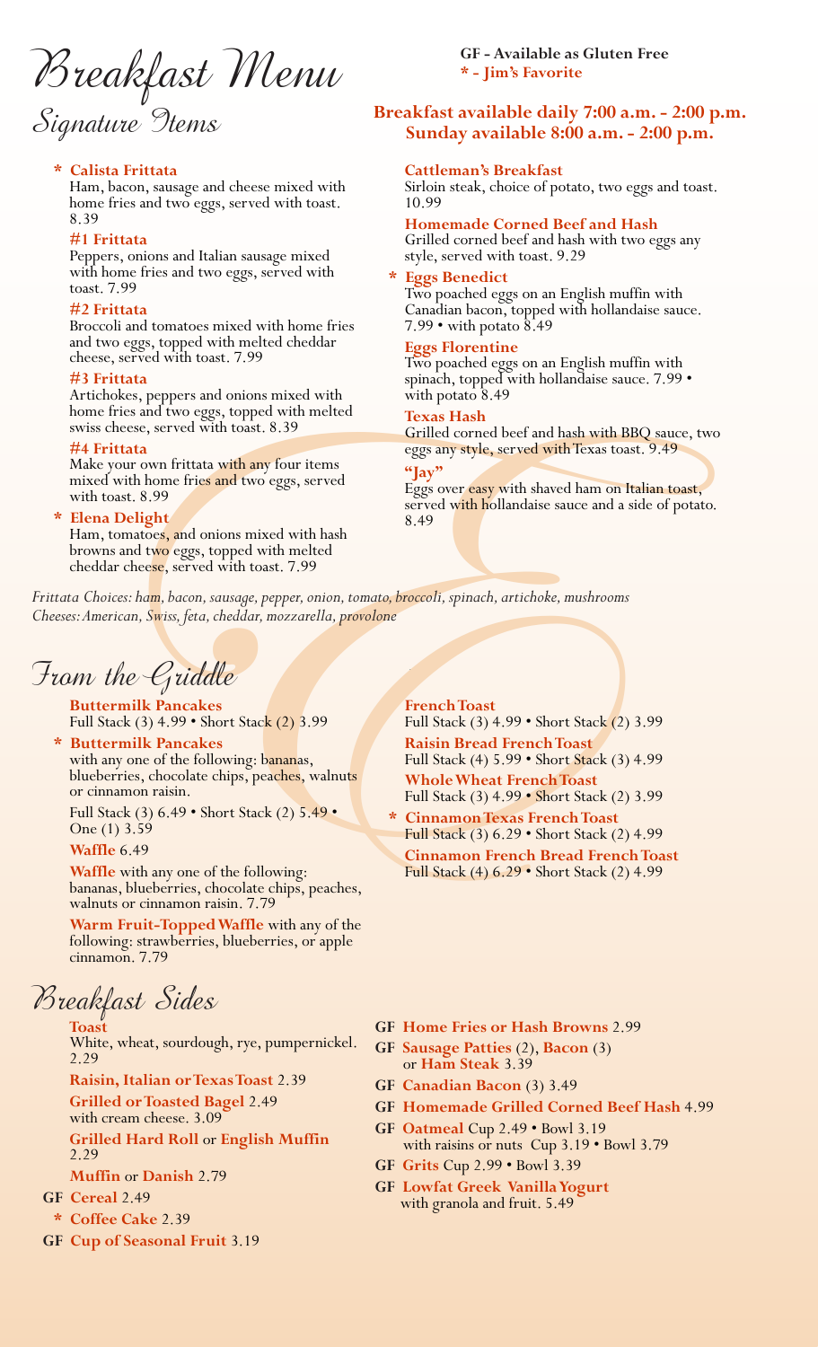# Breakfast Menu

**GF - Available as Gluten Free**
*** - Jim's Favorite**

## Signature Items

**Breakfast available daily 7:00 a.m. - 2:00 p.m.**
**Sunday available 8:00 a.m. - 2:00 p.m.**

*** Calista Frittata**
Ham, bacon, sausage and cheese mixed with home fries and two eggs, served with toast. 8.39

**#1 Frittata**
Peppers, onions and Italian sausage mixed with home fries and two eggs, served with toast. 7.99

**#2 Frittata**
Broccoli and tomatoes mixed with home fries and two eggs, topped with melted cheddar cheese, served with toast. 7.99

**#3 Frittata**
Artichokes, peppers and onions mixed with home fries and two eggs, topped with melted swiss cheese, served with toast. 8.39

**#4 Frittata**
Make your own frittata with any four items mixed with home fries and two eggs, served with toast. 8.99

*** Elena Delight**
Ham, tomatoes, and onions mixed with hash browns and two eggs, topped with melted cheddar cheese, served with toast. 7.99

**Cattleman's Breakfast**
Sirloin steak, choice of potato, two eggs and toast. 10.99

**Homemade Corned Beef and Hash**
Grilled corned beef and hash with two eggs any style, served with toast. 9.29

*** Eggs Benedict**
Two poached eggs on an English muffin with Canadian bacon, topped with hollandaise sauce. 7.99 • with potato 8.49

**Eggs Florentine**
Two poached eggs on an English muffin with spinach, topped with hollandaise sauce. 7.99 • with potato 8.49

**Texas Hash**
Grilled corned beef and hash with BBQ sauce, two eggs any style, served with Texas toast. 9.49

**"Jay"**
Eggs over easy with shaved ham on Italian toast, served with hollandaise sauce and a side of potato. 8.49

*Frittata Choices: ham, bacon, sausage, pepper, onion, tomato, broccoli, spinach, artichoke, mushrooms*
*Cheeses: American, Swiss, feta, cheddar, mozzarella, provolone*

## From the Griddle

**Buttermilk Pancakes**
Full Stack (3) 4.99 • Short Stack (2) 3.99

*** Buttermilk Pancakes**
with any one of the following: bananas, blueberries, chocolate chips, peaches, walnuts or cinnamon raisin.
Full Stack (3) 6.49 • Short Stack (2) 5.49 • One (1) 3.59

**Waffle** 6.49

**Waffle** with any one of the following: bananas, blueberries, chocolate chips, peaches, walnuts or cinnamon raisin. 7.79

**Warm Fruit-Topped Waffle** with any of the following: strawberries, blueberries, or apple cinnamon. 7.79

**French Toast**
Full Stack (3) 4.99 • Short Stack (2) 3.99

**Raisin Bread French Toast**
Full Stack (4) 5.99 • Short Stack (3) 4.99

**Whole Wheat French Toast**
Full Stack (3) 4.99 • Short Stack (2) 3.99

*** Cinnamon Texas French Toast**
Full Stack (3) 6.29 • Short Stack (2) 4.99

**Cinnamon French Bread French Toast**
Full Stack (4) 6.29 • Short Stack (2) 4.99

## Breakfast Sides

**Toast**
White, wheat, sourdough, rye, pumpernickel. 2.29

**Raisin, Italian or Texas Toast** 2.39

**Grilled or Toasted Bagel** 2.49
with cream cheese. 3.09

**Grilled Hard Roll** or **English Muffin** 2.29

**Muffin** or **Danish** 2.79

GF **Cereal** 2.49

* **Coffee Cake** 2.39

GF **Cup of Seasonal Fruit** 3.19

GF **Home Fries or Hash Browns** 2.99

GF **Sausage Patties** (2), **Bacon** (3) or **Ham Steak** 3.39

GF **Canadian Bacon** (3) 3.49

GF **Homemade Grilled Corned Beef Hash** 4.99

GF **Oatmeal** Cup 2.49 • Bowl 3.19
with raisins or nuts Cup 3.19 • Bowl 3.79

GF **Grits** Cup 2.99 • Bowl 3.39

GF **Lowfat Greek Vanilla Yogurt**
with granola and fruit. 5.49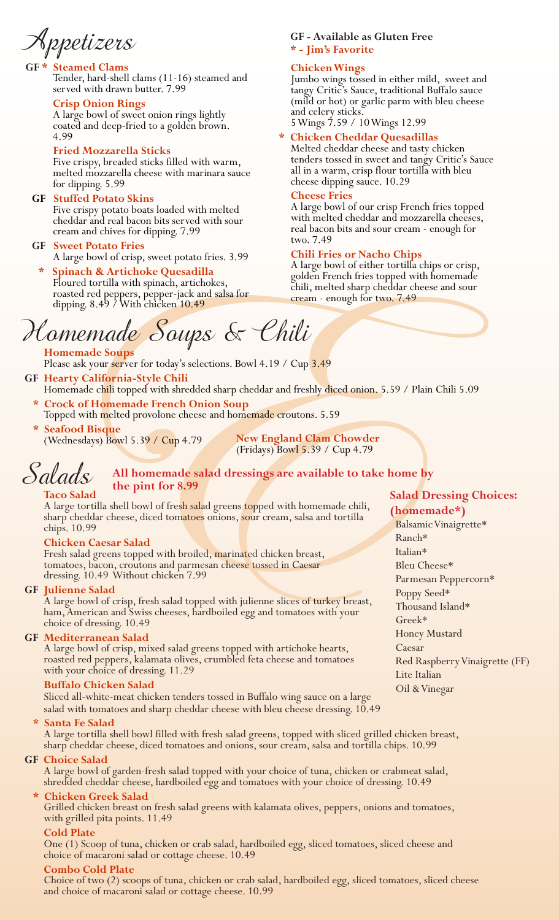# Appetizers

**GF - Available as Gluten Free**
**\* - Jim's Favorite**

**GF \* Steamed Clams**
Tender, hard-shell clams (11-16) steamed and served with drawn butter. 7.99

**Crisp Onion Rings**
A large bowl of sweet onion rings lightly coated and deep-fried to a golden brown. 4.99

**Fried Mozzarella Sticks**
Five crispy, breaded sticks filled with warm, melted mozzarella cheese with marinara sauce for dipping. 5.99

**GF Stuffed Potato Skins**
Five crispy potato boats loaded with melted cheddar and real bacon bits served with sour cream and chives for dipping. 7.99

**GF Sweet Potato Fries**
A large bowl of crisp, sweet potato fries. 3.99

**\* Spinach & Artichoke Quesadilla**
Floured tortilla with spinach, artichokes, roasted red peppers, pepper-jack and salsa for dipping. 8.49 / With chicken 10.49

**Chicken Wings**
Jumbo wings tossed in either mild, sweet and tangy Critic's Sauce, traditional Buffalo sauce (mild or hot) or garlic parm with bleu cheese and celery sticks.
5 Wings 7.59 / 10 Wings 12.99

**\* Chicken Cheddar Quesadillas**
Melted cheddar cheese and tasty chicken tenders tossed in sweet and tangy Critic's Sauce all in a warm, crisp flour tortilla with bleu cheese dipping sauce. 10.29

**Cheese Fries**
A large bowl of our crisp French fries topped with melted cheddar and mozzarella cheeses, real bacon bits and sour cream - enough for two. 7.49

**Chili Fries or Nacho Chips**
A large bowl of either tortilla chips or crisp, golden French fries topped with homemade chili, melted sharp cheddar cheese and sour cream - enough for two. 7.49

# Homemade Soups & Chili

**Homemade Soups**
Please ask your server for today's selections. Bowl 4.19 / Cup 3.49

**GF Hearty California-Style Chili**
Homemade chili topped with shredded sharp cheddar and freshly diced onion. 5.59 / Plain Chili 5.09

**\* Crock of Homemade French Onion Soup**
Topped with melted provolone cheese and homemade croutons. 5.59

**\* Seafood Bisque**
(Wednesdays) Bowl 5.39 / Cup 4.79

**New England Clam Chowder**
(Fridays) Bowl 5.39 / Cup 4.79

# Salads

**All homemade salad dressings are available to take home by the pint for 8.99**

**Taco Salad**
A large tortilla shell bowl of fresh salad greens topped with homemade chili, sharp cheddar cheese, diced tomatoes onions, sour cream, salsa and tortilla chips. 10.99

**Chicken Caesar Salad**
Fresh salad greens topped with broiled, marinated chicken breast, tomatoes, bacon, croutons and parmesan cheese tossed in Caesar dressing. 10.49 Without chicken 7.99

**GF Julienne Salad**
A large bowl of crisp, fresh salad topped with julienne slices of turkey breast, ham, American and Swiss cheeses, hardboiled egg and tomatoes with your choice of dressing. 10.49

**GF Mediterranean Salad**
A large bowl of crisp, mixed salad greens topped with artichoke hearts, roasted red peppers, kalamata olives, crumbled feta cheese and tomatoes with your choice of dressing. 11.29

**Buffalo Chicken Salad**
Sliced all-white-meat chicken tenders tossed in Buffalo wing sauce on a large salad with tomatoes and sharp cheddar cheese with bleu cheese dressing. 10.49

**Salad Dressing Choices: (homemade\*)**
- Balsamic Vinaigrette\*
- Ranch\*
- Italian\*
- Bleu Cheese\*
- Parmesan Peppercorn\*
- Poppy Seed\*
- Thousand Island\*
- Greek\*
- Honey Mustard
- Caesar
- Red Raspberry Vinaigrette (FF)
- Lite Italian
- Oil & Vinegar

**\* Santa Fe Salad**
A large tortilla shell bowl filled with fresh salad greens, topped with sliced grilled chicken breast, sharp cheddar cheese, diced tomatoes and onions, sour cream, salsa and tortilla chips. 10.99

**GF Choice Salad**
A large bowl of garden-fresh salad topped with your choice of tuna, chicken or crabmeat salad, shredded cheddar cheese, hardboiled egg and tomatoes with your choice of dressing. 10.49

**\* Chicken Greek Salad**
Grilled chicken breast on fresh salad greens with kalamata olives, peppers, onions and tomatoes, with grilled pita points. 11.49

**Cold Plate**
One (1) Scoop of tuna, chicken or crab salad, hardboiled egg, sliced tomatoes, sliced cheese and choice of macaroni salad or cottage cheese. 10.49

**Combo Cold Plate**
Choice of two (2) scoops of tuna, chicken or crab salad, hardboiled egg, sliced tomatoes, sliced cheese and choice of macaroni salad or cottage cheese. 10.99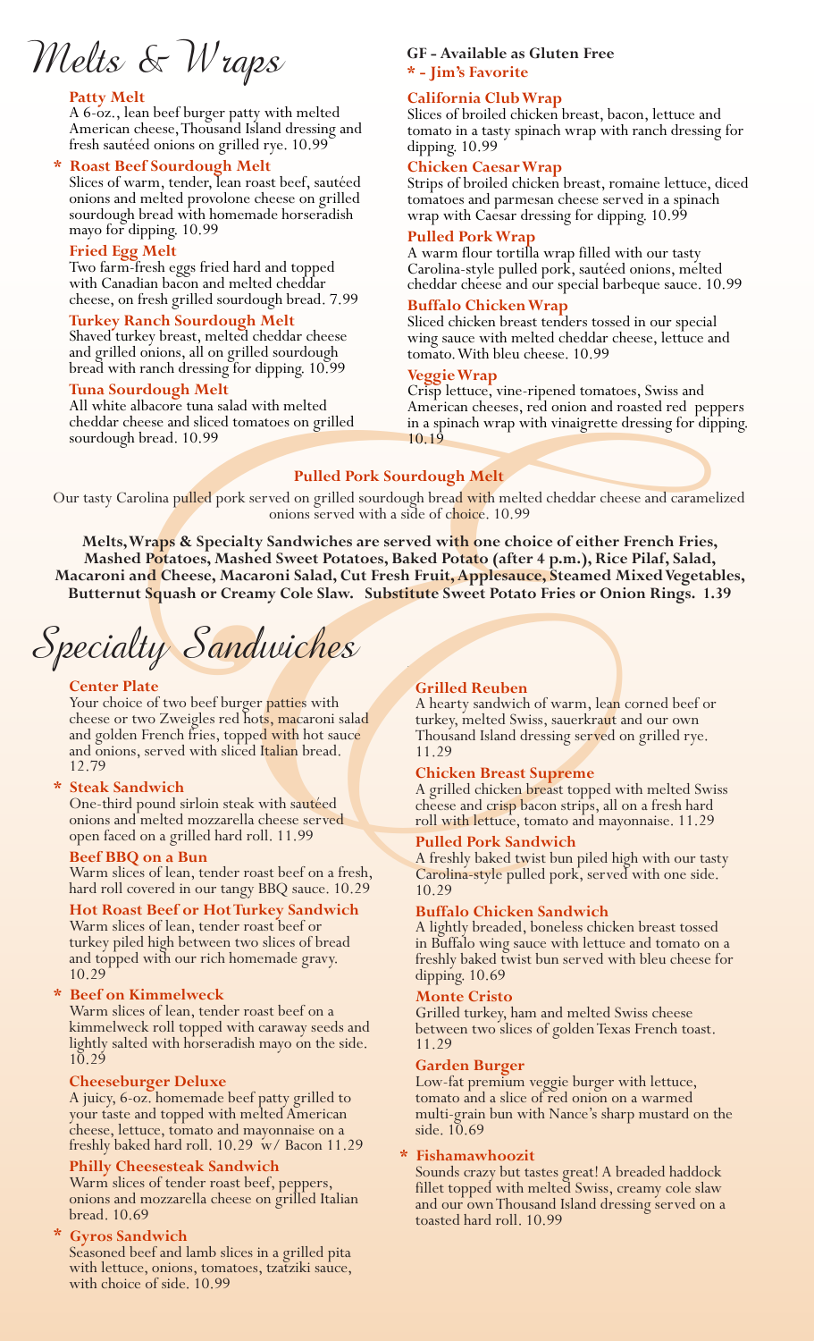# Melts & Wraps

**GF - Available as Gluten Free**
**\* - Jim's Favorite**

### Patty Melt
A 6-oz., lean beef burger patty with melted American cheese, Thousand Island dressing and fresh sautéed onions on grilled rye. 10.99

### * Roast Beef Sourdough Melt
Slices of warm, tender, lean roast beef, sautéed onions and melted provolone cheese on grilled sourdough bread with homemade horseradish mayo for dipping. 10.99

### Fried Egg Melt
Two farm-fresh eggs fried hard and topped with Canadian bacon and melted cheddar cheese, on fresh grilled sourdough bread. 7.99

### Turkey Ranch Sourdough Melt
Shaved turkey breast, melted cheddar cheese and grilled onions, all on grilled sourdough bread with ranch dressing for dipping. 10.99

### Tuna Sourdough Melt
All white albacore tuna salad with melted cheddar cheese and sliced tomatoes on grilled sourdough bread. 10.99

### California Club Wrap
Slices of broiled chicken breast, bacon, lettuce and tomato in a tasty spinach wrap with ranch dressing for dipping. 10.99

### Chicken Caesar Wrap
Strips of broiled chicken breast, romaine lettuce, diced tomatoes and parmesan cheese served in a spinach wrap with Caesar dressing for dipping. 10.99

### Pulled Pork Wrap
A warm flour tortilla wrap filled with our tasty Carolina-style pulled pork, sautéed onions, melted cheddar cheese and our special barbeque sauce. 10.99

### Buffalo Chicken Wrap
Sliced chicken breast tenders tossed in our special wing sauce with melted cheddar cheese, lettuce and tomato. With bleu cheese. 10.99

### Veggie Wrap
Crisp lettuce, vine-ripened tomatoes, Swiss and American cheeses, red onion and roasted red peppers in a spinach wrap with vinaigrette dressing for dipping. 10.19

### Pulled Pork Sourdough Melt
Our tasty Carolina pulled pork served on grilled sourdough bread with melted cheddar cheese and caramelized onions served with a side of choice. 10.99

**Melts, Wraps & Specialty Sandwiches are served with one choice of either French Fries, Mashed Potatoes, Mashed Sweet Potatoes, Baked Potato (after 4 p.m.), Rice Pilaf, Salad, Macaroni and Cheese, Macaroni Salad, Cut Fresh Fruit, Applesauce, Steamed Mixed Vegetables, Butternut Squash or Creamy Cole Slaw. Substitute Sweet Potato Fries or Onion Rings. 1.39**

# Specialty Sandwiches

### Center Plate
Your choice of two beef burger patties with cheese or two Zweigles red hots, macaroni salad and golden French fries, topped with hot sauce and onions, served with sliced Italian bread. 12.79

### * Steak Sandwich
One-third pound sirloin steak with sautéed onions and melted mozzarella cheese served open faced on a grilled hard roll. 11.99

### Beef BBQ on a Bun
Warm slices of lean, tender roast beef on a fresh, hard roll covered in our tangy BBQ sauce. 10.29

### Hot Roast Beef or Hot Turkey Sandwich
Warm slices of lean, tender roast beef or turkey piled high between two slices of bread and topped with our rich homemade gravy. 10.29

### * Beef on Kimmelweck
Warm slices of lean, tender roast beef on a kimmelweck roll topped with caraway seeds and lightly salted with horseradish mayo on the side. 10.29

### Cheeseburger Deluxe
A juicy, 6-oz. homemade beef patty grilled to your taste and topped with melted American cheese, lettuce, tomato and mayonnaise on a freshly baked hard roll. 10.29 w/ Bacon 11.29

### Philly Cheesesteak Sandwich
Warm slices of tender roast beef, peppers, onions and mozzarella cheese on grilled Italian bread. 10.69

### * Gyros Sandwich
Seasoned beef and lamb slices in a grilled pita with lettuce, onions, tomatoes, tzatziki sauce, with choice of side. 10.99

### Grilled Reuben
A hearty sandwich of warm, lean corned beef or turkey, melted Swiss, sauerkraut and our own Thousand Island dressing served on grilled rye. 11.29

### Chicken Breast Supreme
A grilled chicken breast topped with melted Swiss cheese and crisp bacon strips, all on a fresh hard roll with lettuce, tomato and mayonnaise. 11.29

### Pulled Pork Sandwich
A freshly baked twist bun piled high with our tasty Carolina-style pulled pork, served with one side. 10.29

### Buffalo Chicken Sandwich
A lightly breaded, boneless chicken breast tossed in Buffalo wing sauce with lettuce and tomato on a freshly baked twist bun served with bleu cheese for dipping. 10.69

### Monte Cristo
Grilled turkey, ham and melted Swiss cheese between two slices of golden Texas French toast. 11.29

### Garden Burger
Low-fat premium veggie burger with lettuce, tomato and a slice of red onion on a warmed multi-grain bun with Nance's sharp mustard on the side. 10.69

### * Fishamawhoozit
Sounds crazy but tastes great! A breaded haddock fillet topped with melted Swiss, creamy cole slaw and our own Thousand Island dressing served on a toasted hard roll. 10.99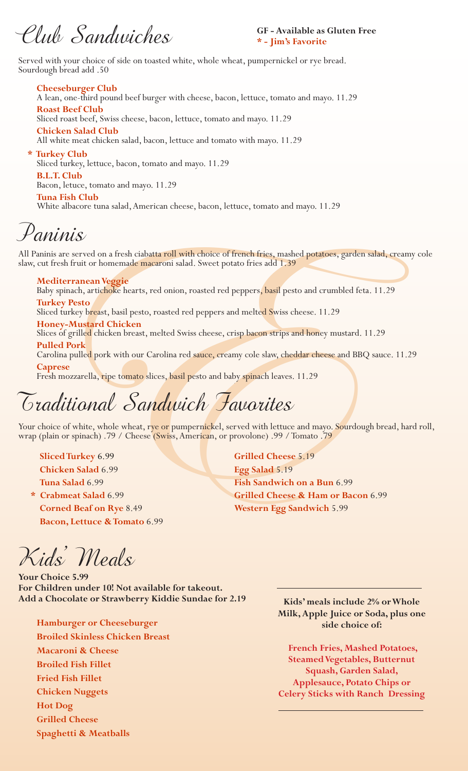# Club Sandwiches

**GF - Available as Gluten Free**
**\* - Jim's Favorite**

Served with your choice of side on toasted white, whole wheat, pumpernickel or rye bread. Sourdough bread add .50

**Cheeseburger Club**
A lean, one-third pound beef burger with cheese, bacon, lettuce, tomato and mayo. 11.29

**Roast Beef Club**
Sliced roast beef, Swiss cheese, bacon, lettuce, tomato and mayo. 11.29

**Chicken Salad Club**
All white meat chicken salad, bacon, lettuce and tomato with mayo. 11.29

**\* Turkey Club**
Sliced turkey, lettuce, bacon, tomato and mayo. 11.29

**B.L.T. Club**
Bacon, letuce, tomato and mayo. 11.29

**Tuna Fish Club**
White albacore tuna salad, American cheese, bacon, lettuce, tomato and mayo. 11.29

# Paninis

All Paninis are served on a fresh ciabatta roll with choice of french fries, mashed potatoes, garden salad, creamy cole slaw, cut fresh fruit or homemade macaroni salad. Sweet potato fries add 1.39

**Mediterranean Veggie**
Baby spinach, artichoke hearts, red onion, roasted red peppers, basil pesto and crumbled feta. 11.29

**Turkey Pesto**
Sliced turkey breast, basil pesto, roasted red peppers and melted Swiss cheese. 11.29

**Honey-Mustard Chicken**
Slices of grilled chicken breast, melted Swiss cheese, crisp bacon strips and honey mustard. 11.29

**Pulled Pork**
Carolina pulled pork with our Carolina red sauce, creamy cole slaw, cheddar cheese and BBQ sauce. 11.29

**Caprese**
Fresh mozzarella, ripe tomato slices, basil pesto and baby spinach leaves. 11.29

# Traditional Sandwich Favorites

Your choice of white, whole wheat, rye or pumpernickel, served with lettuce and mayo. Sourdough bread, hard roll, wrap (plain or spinach) .79 / Cheese (Swiss, American, or provolone) .99 / Tomato .79

- **Sliced Turkey** 6.99
- **Chicken Salad** 6.99
- **Tuna Salad** 6.99
- **\* Crabmeat Salad** 6.99
- **Corned Beaf on Rye** 8.49
- **Bacon, Lettuce & Tomato** 6.99
- **Grilled Cheese** 5.19
- **Egg Salad** 5.19
- **Fish Sandwich on a Bun** 6.99
- **Grilled Cheese & Ham or Bacon** 6.99
- **Western Egg Sandwich** 5.99

# Kids' Meals

**Your Choice 5.99**
**For Children under 10! Not available for takeout.**
**Add a Chocolate or Strawberry Kiddie Sundae for 2.19**

- **Hamburger or Cheeseburger**
- **Broiled Skinless Chicken Breast**
- **Macaroni & Cheese**
- **Broiled Fish Fillet**
- **Fried Fish Fillet**
- **Chicken Nuggets**
- **Hot Dog**
- **Grilled Cheese**
- **Spaghetti & Meatballs**

**Kids' meals include 2% or Whole Milk, Apple Juice or Soda, plus one side choice of:**

**French Fries, Mashed Potatoes, Steamed Vegetables, Butternut Squash, Garden Salad, Applesauce, Potato Chips or Celery Sticks with Ranch Dressing**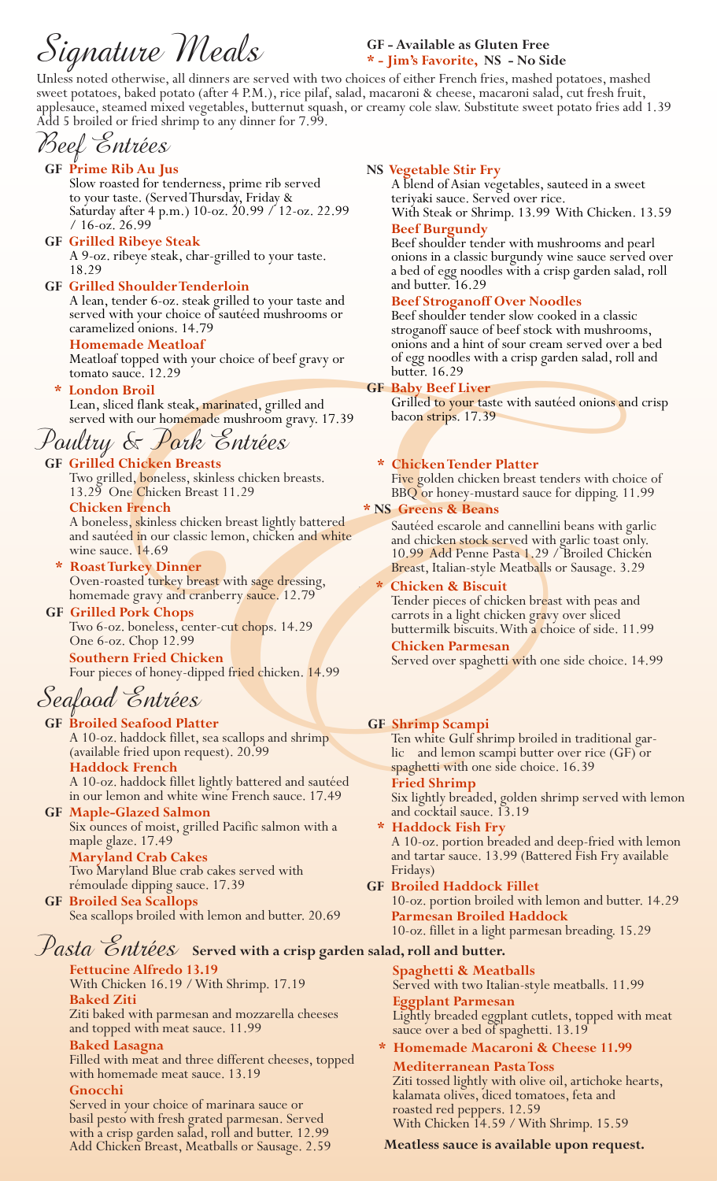# Signature Meals

**GF - Available as Gluten Free**
**\* - Jim's Favorite, NS - No Side**

Unless noted otherwise, all dinners are served with two choices of either French fries, mashed potatoes, mashed sweet potatoes, baked potato (after 4 P.M.), rice pilaf, salad, macaroni & cheese, macaroni salad, cut fresh fruit, applesauce, steamed mixed vegetables, butternut squash, or creamy cole slaw. Substitute sweet potato fries add 1.39
Add 5 broiled or fried shrimp to any dinner for 7.99.

## Beef Entrées

**GF Prime Rib Au Jus**
Slow roasted for tenderness, prime rib served to your taste. (Served Thursday, Friday & Saturday after 4 p.m.) 10-oz. 20.99 / 12-oz. 22.99 / 16-oz. 26.99

**GF Grilled Ribeye Steak**
A 9-oz. ribeye steak, char-grilled to your taste. 18.29

**GF Grilled Shoulder Tenderloin**
A lean, tender 6-oz. steak grilled to your taste and served with your choice of sautéed mushrooms or caramelized onions. 14.79

**Homemade Meatloaf**
Meatloaf topped with your choice of beef gravy or tomato sauce. 12.29

**\* London Broil**
Lean, sliced flank steak, marinated, grilled and served with our homemade mushroom gravy. 17.39

**NS Vegetable Stir Fry**
A blend of Asian vegetables, sauteed in a sweet teriyaki sauce. Served over rice.
With Steak or Shrimp. 13.99 With Chicken. 13.59

**Beef Burgundy**
Beef shoulder tender with mushrooms and pearl onions in a classic burgundy wine sauce served over a bed of egg noodles with a crisp garden salad, roll and butter. 16.29

**Beef Stroganoff Over Noodles**
Beef shoulder tender slow cooked in a classic stroganoff sauce of beef stock with mushrooms, onions and a hint of sour cream served over a bed of egg noodles with a crisp garden salad, roll and butter. 16.29

**GF Baby Beef Liver**
Grilled to your taste with sautéed onions and crisp bacon strips. 17.39

## Poultry & Pork Entrées

**GF Grilled Chicken Breasts**
Two grilled, boneless, skinless chicken breasts. 13.29 One Chicken Breast 11.29

**Chicken French**
A boneless, skinless chicken breast lightly battered and sautéed in our classic lemon, chicken and white wine sauce. 14.69

**\* Roast Turkey Dinner**
Oven-roasted turkey breast with sage dressing, homemade gravy and cranberry sauce. 12.79

**GF Grilled Pork Chops**
Two 6-oz. boneless, center-cut chops. 14.29
One 6-oz. Chop 12.99

**Southern Fried Chicken**
Four pieces of honey-dipped fried chicken. 14.99

**\* Chicken Tender Platter**
Five golden chicken breast tenders with choice of BBQ or honey-mustard sauce for dipping. 11.99

**\* NS Greens & Beans**
Sautéed escarole and cannellini beans with garlic and chicken stock served with garlic toast only. 10.99 Add Penne Pasta 1.29 / Broiled Chicken Breast, Italian-style Meatballs or Sausage. 3.29

**\* Chicken & Biscuit**
Tender pieces of chicken breast with peas and carrots in a light chicken gravy over sliced buttermilk biscuits. With a choice of side. 11.99

**Chicken Parmesan**
Served over spaghetti with one side choice. 14.99

## Seafood Entrées

**GF Broiled Seafood Platter**
A 10-oz. haddock fillet, sea scallops and shrimp (available fried upon request). 20.99

**Haddock French**
A 10-oz. haddock fillet lightly battered and sautéed in our lemon and white wine French sauce. 17.49

**GF Maple-Glazed Salmon**
Six ounces of moist, grilled Pacific salmon with a maple glaze. 17.49

**Maryland Crab Cakes**
Two Maryland Blue crab cakes served with rémoulade dipping sauce. 17.39

**GF Broiled Sea Scallops**
Sea scallops broiled with lemon and butter. 20.69

**GF Shrimp Scampi**
Ten white Gulf shrimp broiled in traditional garlic and lemon scampi butter over rice (GF) or spaghetti with one side choice. 16.39

**Fried Shrimp**
Six lightly breaded, golden shrimp served with lemon and cocktail sauce. 13.19

**\* Haddock Fish Fry**
A 10-oz. portion breaded and deep-fried with lemon and tartar sauce. 13.99 (Battered Fish Fry available Fridays)

**GF Broiled Haddock Fillet**
10-oz. portion broiled with lemon and butter. 14.29

**Parmesan Broiled Haddock**
10-oz. fillet in a light parmesan breading. 15.29

## Pasta Entrées **Served with a crisp garden salad, roll and butter.**

**Fettucine Alfredo 13.19**
With Chicken 16.19 / With Shrimp. 17.19

**Baked Ziti**
Ziti baked with parmesan and mozzarella cheeses and topped with meat sauce. 11.99

**Baked Lasagna**
Filled with meat and three different cheeses, topped with homemade meat sauce. 13.19

**Gnocchi**
Served in your choice of marinara sauce or basil pesto with fresh grated parmesan. Served with a crisp garden salad, roll and butter. 12.99
Add Chicken Breast, Meatballs or Sausage. 2.59

**Spaghetti & Meatballs**
Served with two Italian-style meatballs. 11.99

**Eggplant Parmesan**
Lightly breaded eggplant cutlets, topped with meat sauce over a bed of spaghetti. 13.19

**\* Homemade Macaroni & Cheese 11.99**

**Mediterranean Pasta Toss**
Ziti tossed lightly with olive oil, artichoke hearts, kalamata olives, diced tomatoes, feta and roasted red peppers. 12.59
With Chicken 14.59 / With Shrimp. 15.59

**Meatless sauce is available upon request.**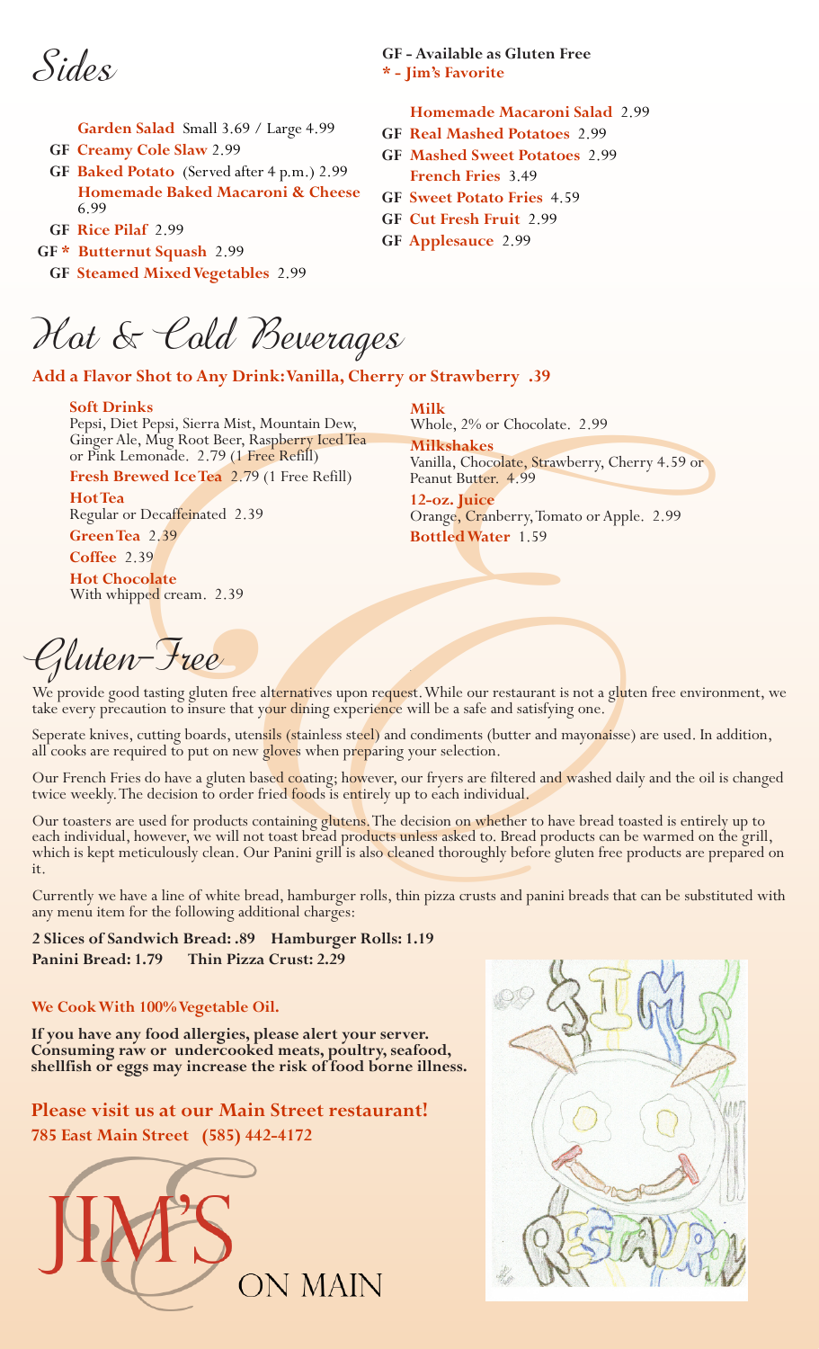# Sides

GF - Available as Gluten Free
\* - Jim's Favorite

- **Garden Salad** Small 3.69 / Large 4.99
- GF **Creamy Cole Slaw** 2.99
- GF **Baked Potato** (Served after 4 p.m.) 2.99
- **Homemade Baked Macaroni & Cheese** 6.99
- GF **Rice Pilaf** 2.99
- GF * **Butternut Squash** 2.99
- GF **Steamed Mixed Vegetables** 2.99
- **Homemade Macaroni Salad** 2.99
- GF **Real Mashed Potatoes** 2.99
- GF **Mashed Sweet Potatoes** 2.99
- **French Fries** 3.49
- GF **Sweet Potato Fries** 4.59
- GF **Cut Fresh Fruit** 2.99
- GF **Applesauce** 2.99

# Hot & Cold Beverages

**Add a Flavor Shot to Any Drink: Vanilla, Cherry or Strawberry .39**

**Soft Drinks**
Pepsi, Diet Pepsi, Sierra Mist, Mountain Dew, Ginger Ale, Mug Root Beer, Raspberry Iced Tea or Pink Lemonade. 2.79 (1 Free Refill)

**Fresh Brewed Ice Tea** 2.79 (1 Free Refill)

**Hot Tea**
Regular or Decaffeinated 2.39

**Green Tea** 2.39

**Coffee** 2.39

**Hot Chocolate**
With whipped cream. 2.39

**Milk**
Whole, 2% or Chocolate. 2.99

**Milkshakes**
Vanilla, Chocolate, Strawberry, Cherry 4.59 or Peanut Butter. 4.99

**12-oz. Juice**
Orange, Cranberry, Tomato or Apple. 2.99

**Bottled Water** 1.59

# Gluten-Free

We provide good tasting gluten free alternatives upon request. While our restaurant is not a gluten free environment, we take every precaution to insure that your dining experience will be a safe and satisfying one.

Seperate knives, cutting boards, utensils (stainless steel) and condiments (butter and mayonaisse) are used. In addition, all cooks are required to put on new gloves when preparing your selection.

Our French Fries do have a gluten based coating; however, our fryers are filtered and washed daily and the oil is changed twice weekly. The decision to order fried foods is entirely up to each individual.

Our toasters are used for products containing glutens. The decision on whether to have bread toasted is entirely up to each individual, however, we will not toast bread products unless asked to. Bread products can be warmed on the grill, which is kept meticulously clean. Our Panini grill is also cleaned thoroughly before gluten free products are prepared on it.

Currently we have a line of white bread, hamburger rolls, thin pizza crusts and panini breads that can be substituted with any menu item for the following additional charges:

**2 Slices of Sandwich Bread: .89 Hamburger Rolls: 1.19**
**Panini Bread: 1.79 Thin Pizza Crust: 2.29**

**We Cook With 100% Vegetable Oil.**

**If you have any food allergies, please alert your server. Consuming raw or undercooked meats, poultry, seafood, shellfish or eggs may increase the risk of food borne illness.**

**Please visit us at our Main Street restaurant!**
**785 East Main Street (585) 442-4172**

JIM'S ON MAIN